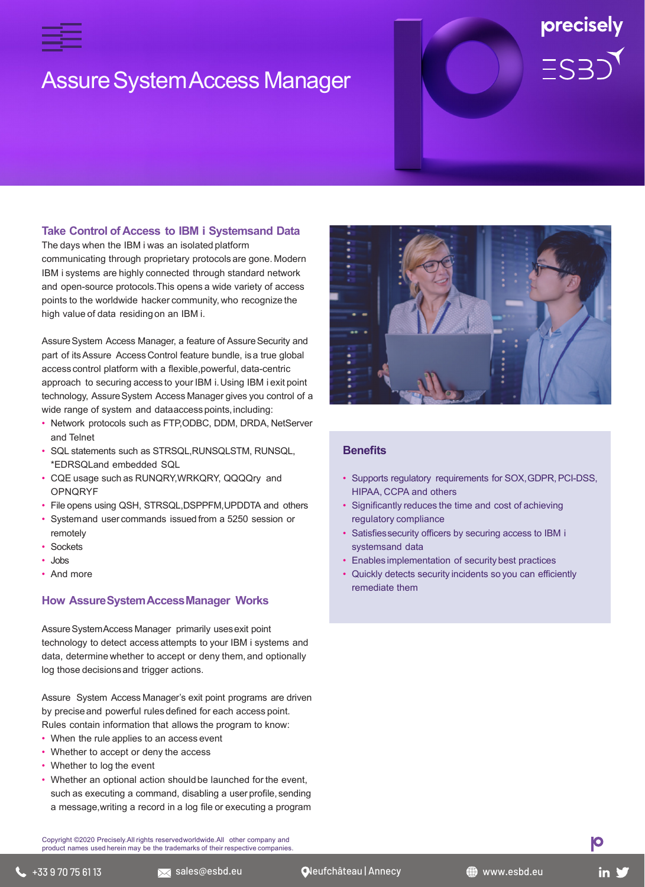# Assure System Access Manager

## Take Control of Access to IBM i Systemsand Data

The days when the IBM i was an isolated platform communicating through proprietary protocols are gone. Modern IBM i systems are highly connected through standard network and open-source protocols.This opens a wide variety of access points to the worldwide hacker community, who recognize the high value of data residing on an IBM i.

Assure System Access Manager, a feature of Assure Security and part of its Assure Access Control feature bundle, is a true global access control platform with a flexible,powerful, data-centric approach to securing access to your IBM i. Using IBM i exit point technology, Assure System Access Manager gives you control of a wide range of system and dataaccess points, including:

- Network protocols such as FTP,ODBC, DDM, DRDA, NetServer and Telnet
- SQL statements such as STRSQL,RUNSQLSTM, RUNSQL, *EDRSQLand embedded SQL
- CQE usage such as RUNQRY,WRKQRY, QQQQry and OPNQRYF
- File opens using QSH, STRSQL,DSPPFM,UPDDTA and others
- Systemand user commands issued from a 5250 session or remotely
- Sockets
- Jobs
- And more

## How Assure System Access Manager Works

Assure SystemAccess Manager primarily uses exit point technology to detect access attempts to your IBM i systems and data, determine whether to accept or deny them, and optionally log those decisions and trigger actions.

Assure System Access Manager's exit point programs are driven by precise and powerful rules defined for each access point. Rules contain information that allows the program to know:

- When the rule applies to an access event
- Whether to accept or deny the access
- Whether to log the event
- Whether an optional action should be launched for the event, such as executing a command, disabling a user profile, sending a message,writing a record in a log file or executing a program

## Benefits

- Supports regulatory requirements for SOX, GDPR, PCI-DSS, HIPAA, CCPA and others
- Significantly reduces the time and cost of achieving regulatory compliance
- Satisfies security officers by securing access to IBM i systemsand data
- Enables implementation of security best practices
- Quickly detects security incidents so you can efficiently remediate them

Copyright ©2020 Precisely.All rights reservedworldwide.All other company and product names used herein may be the trademarks of their respective companies.

+33 9 70 75 61 13 | sales@esbd.eu | Neufchâteau | Annecy | www.esbd.eu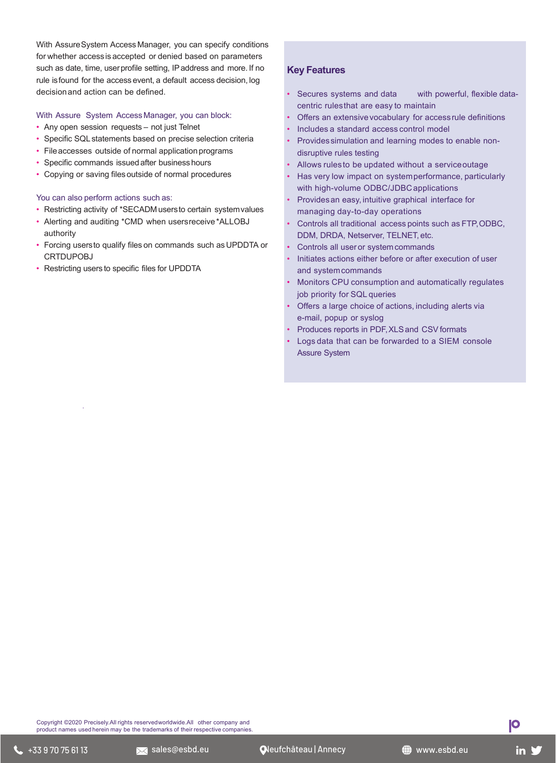With Assure System Access Manager, you can specify conditions for whether access is accepted or denied based on parameters such as date, time, user profile setting, IP address and more. If no rule is found for the access event, a default access decision, log decision and action can be defined.

With Assure System Access Manager, you can block:

- Any open session requests – not just Telnet
- Specific SQL statements based on precise selection criteria
- File accesses outside of normal application programs
- Specific commands issued after business hours
- Copying or saving files outside of normal procedures

You can also perform actions such as:

- Restricting activity of *SECADM users to certain system values
- Alerting and auditing *CMD when users receive *ALLOBJ authority
- Forcing users to qualify files on commands such as UPDDTA or CRTDUPOBJ
- Restricting users to specific files for UPDDTA

## Key Features

- Secures systems and data with powerful, flexible data-centric rules that are easy to maintain
- Offers an extensive vocabulary for access rule definitions
- Includes a standard access control model
- Provides simulation and learning modes to enable non-disruptive rules testing
- Allows rules to be updated without a service outage
- Has very low impact on system performance, particularly with high-volume ODBC/JDBC applications
- Provides an easy, intuitive graphical interface for managing day-to-day operations
- Controls all traditional access points such as FTP, ODBC, DDM, DRDA, Netserver, TELNET, etc.
- Controls all user or system commands
- Initiates actions either before or after execution of user and system commands
- Monitors CPU consumption and automatically regulates job priority for SQL queries
- Offers a large choice of actions, including alerts via e-mail, popup or syslog
- Produces reports in PDF, XLS and CSV formats
- Logs data that can be forwarded to a SIEM console Assure System

Copyright ©2020 Precisely. All rights reserved worldwide. All other company and product names used herein may be the trademarks of their respective companies.

+33 9 70 75 61 13 sales@esbd.eu Neufchâteau | Annecy www.esbd.eu